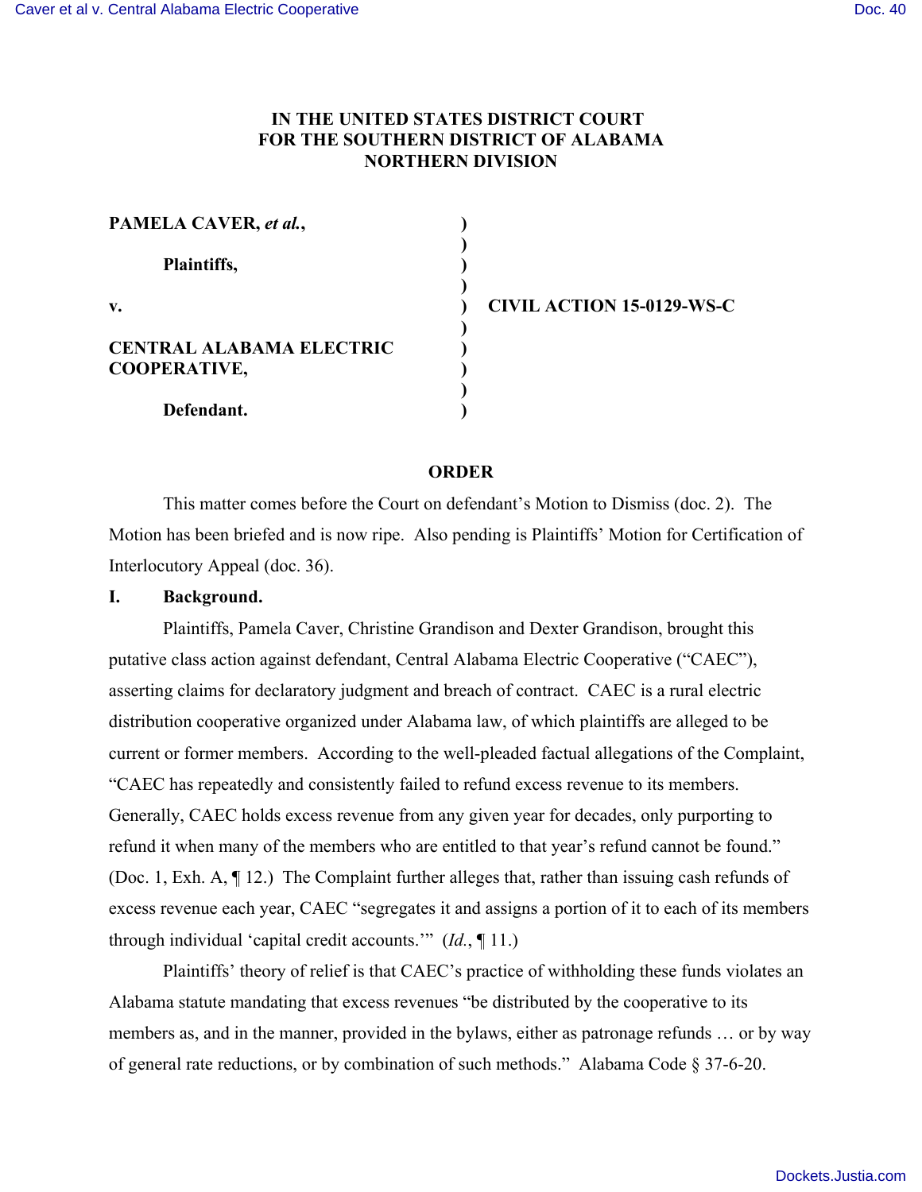**IN THE UNITED STATES DISTRICT COURT**
**FOR THE SOUTHERN DISTRICT OF ALABAMA**
**NORTHERN DIVISION**

| | | |
|---|---|---|
| **PAMELA CAVER, *et al.*,** | ) | |
| | ) | |
| **Plaintiffs,** | ) | |
| | ) | |
| **v.** | ) | **CIVIL ACTION 15-0129-WS-C** |
| | ) | |
| **CENTRAL ALABAMA ELECTRIC COOPERATIVE,** | ) | |
| | ) | |
| | ) | |
| **Defendant.** | ) | |

## ORDER

This matter comes before the Court on defendant's Motion to Dismiss (doc. 2). The Motion has been briefed and is now ripe. Also pending is Plaintiffs' Motion for Certification of Interlocutory Appeal (doc. 36).

### I. Background.

Plaintiffs, Pamela Caver, Christine Grandison and Dexter Grandison, brought this putative class action against defendant, Central Alabama Electric Cooperative ("CAEC"), asserting claims for declaratory judgment and breach of contract. CAEC is a rural electric distribution cooperative organized under Alabama law, of which plaintiffs are alleged to be current or former members. According to the well-pleaded factual allegations of the Complaint, "CAEC has repeatedly and consistently failed to refund excess revenue to its members. Generally, CAEC holds excess revenue from any given year for decades, only purporting to refund it when many of the members who are entitled to that year's refund cannot be found." (Doc. 1, Exh. A, ¶ 12.) The Complaint further alleges that, rather than issuing cash refunds of excess revenue each year, CAEC "segregates it and assigns a portion of it to each of its members through individual 'capital credit accounts.'" (*Id.*, ¶ 11.)

Plaintiffs' theory of relief is that CAEC's practice of withholding these funds violates an Alabama statute mandating that excess revenues "be distributed by the cooperative to its members as, and in the manner, provided in the bylaws, either as patronage refunds … or by way of general rate reductions, or by combination of such methods." Alabama Code § 37-6-20.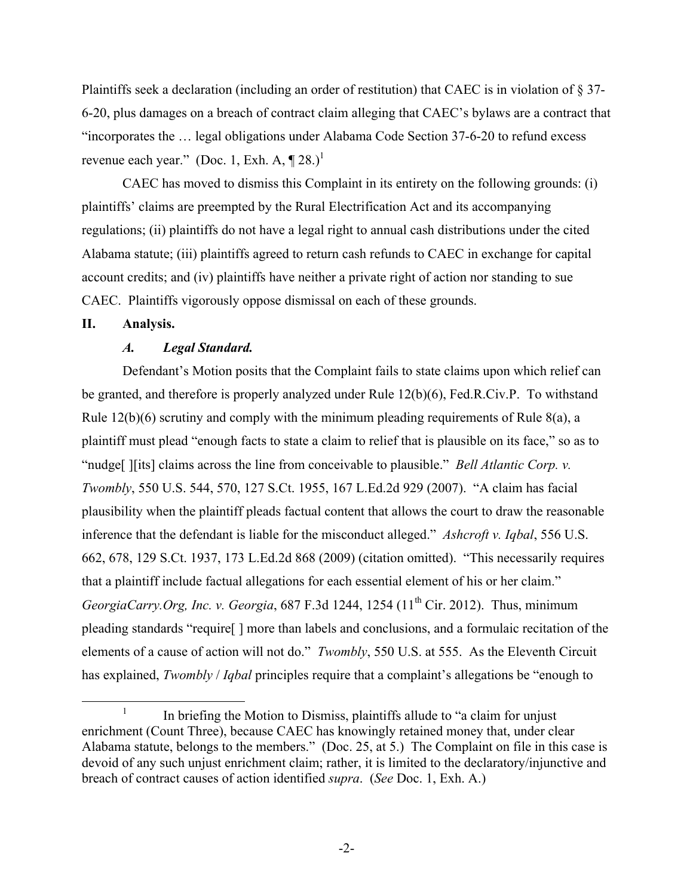Plaintiffs seek a declaration (including an order of restitution) that CAEC is in violation of § 37-6-20, plus damages on a breach of contract claim alleging that CAEC's bylaws are a contract that "incorporates the … legal obligations under Alabama Code Section 37-6-20 to refund excess revenue each year." (Doc. 1, Exh. A, ¶ 28.)[1]

CAEC has moved to dismiss this Complaint in its entirety on the following grounds: (i) plaintiffs' claims are preempted by the Rural Electrification Act and its accompanying regulations; (ii) plaintiffs do not have a legal right to annual cash distributions under the cited Alabama statute; (iii) plaintiffs agreed to return cash refunds to CAEC in exchange for capital account credits; and (iv) plaintiffs have neither a private right of action nor standing to sue CAEC. Plaintiffs vigorously oppose dismissal on each of these grounds.

## II. Analysis.

### *A. Legal Standard.*

Defendant's Motion posits that the Complaint fails to state claims upon which relief can be granted, and therefore is properly analyzed under Rule 12(b)(6), Fed.R.Civ.P. To withstand Rule 12(b)(6) scrutiny and comply with the minimum pleading requirements of Rule 8(a), a plaintiff must plead "enough facts to state a claim to relief that is plausible on its face," so as to "nudge[ ][its] claims across the line from conceivable to plausible." *Bell Atlantic Corp. v. Twombly*, 550 U.S. 544, 570, 127 S.Ct. 1955, 167 L.Ed.2d 929 (2007). "A claim has facial plausibility when the plaintiff pleads factual content that allows the court to draw the reasonable inference that the defendant is liable for the misconduct alleged." *Ashcroft v. Iqbal*, 556 U.S. 662, 678, 129 S.Ct. 1937, 173 L.Ed.2d 868 (2009) (citation omitted). "This necessarily requires that a plaintiff include factual allegations for each essential element of his or her claim." *GeorgiaCarry.Org, Inc. v. Georgia*, 687 F.3d 1244, 1254 (11th Cir. 2012). Thus, minimum pleading standards "require[ ] more than labels and conclusions, and a formulaic recitation of the elements of a cause of action will not do." *Twombly*, 550 U.S. at 555. As the Eleventh Circuit has explained, *Twombly* / *Iqbal* principles require that a complaint's allegations be "enough to

---

[1] In briefing the Motion to Dismiss, plaintiffs allude to "a claim for unjust enrichment (Count Three), because CAEC has knowingly retained money that, under clear Alabama statute, belongs to the members." (Doc. 25, at 5.) The Complaint on file in this case is devoid of any such unjust enrichment claim; rather, it is limited to the declaratory/injunctive and breach of contract causes of action identified *supra*. (*See* Doc. 1, Exh. A.)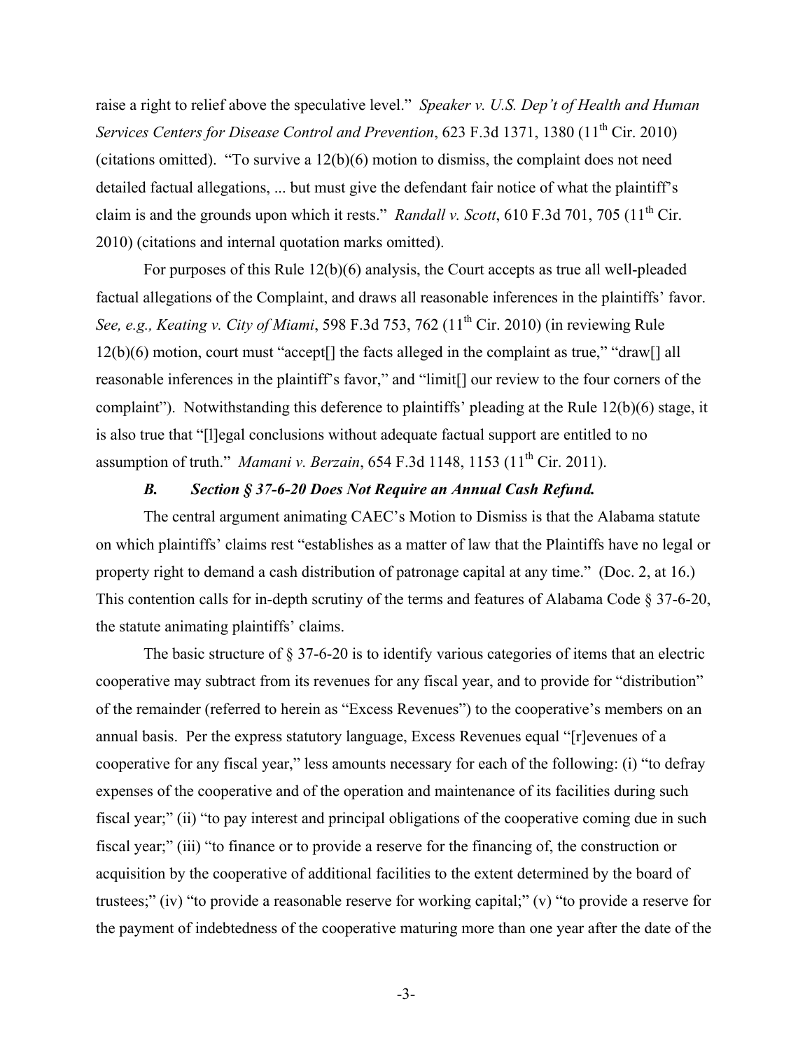raise a right to relief above the speculative level." *Speaker v. U.S. Dep't of Health and Human Services Centers for Disease Control and Prevention*, 623 F.3d 1371, 1380 (11th Cir. 2010) (citations omitted). "To survive a 12(b)(6) motion to dismiss, the complaint does not need detailed factual allegations, ... but must give the defendant fair notice of what the plaintiff's claim is and the grounds upon which it rests." *Randall v. Scott*, 610 F.3d 701, 705 (11th Cir. 2010) (citations and internal quotation marks omitted).

For purposes of this Rule 12(b)(6) analysis, the Court accepts as true all well-pleaded factual allegations of the Complaint, and draws all reasonable inferences in the plaintiffs' favor. *See, e.g., Keating v. City of Miami*, 598 F.3d 753, 762 (11th Cir. 2010) (in reviewing Rule 12(b)(6) motion, court must "accept[] the facts alleged in the complaint as true," "draw[] all reasonable inferences in the plaintiff's favor," and "limit[] our review to the four corners of the complaint"). Notwithstanding this deference to plaintiffs' pleading at the Rule 12(b)(6) stage, it is also true that "[l]egal conclusions without adequate factual support are entitled to no assumption of truth." *Mamani v. Berzain*, 654 F.3d 1148, 1153 (11th Cir. 2011).

### *B. Section § 37-6-20 Does Not Require an Annual Cash Refund.*

The central argument animating CAEC's Motion to Dismiss is that the Alabama statute on which plaintiffs' claims rest "establishes as a matter of law that the Plaintiffs have no legal or property right to demand a cash distribution of patronage capital at any time." (Doc. 2, at 16.) This contention calls for in-depth scrutiny of the terms and features of Alabama Code § 37-6-20, the statute animating plaintiffs' claims.

The basic structure of § 37-6-20 is to identify various categories of items that an electric cooperative may subtract from its revenues for any fiscal year, and to provide for "distribution" of the remainder (referred to herein as "Excess Revenues") to the cooperative's members on an annual basis. Per the express statutory language, Excess Revenues equal "[r]evenues of a cooperative for any fiscal year," less amounts necessary for each of the following: (i) "to defray expenses of the cooperative and of the operation and maintenance of its facilities during such fiscal year;" (ii) "to pay interest and principal obligations of the cooperative coming due in such fiscal year;" (iii) "to finance or to provide a reserve for the financing of, the construction or acquisition by the cooperative of additional facilities to the extent determined by the board of trustees;" (iv) "to provide a reasonable reserve for working capital;" (v) "to provide a reserve for the payment of indebtedness of the cooperative maturing more than one year after the date of the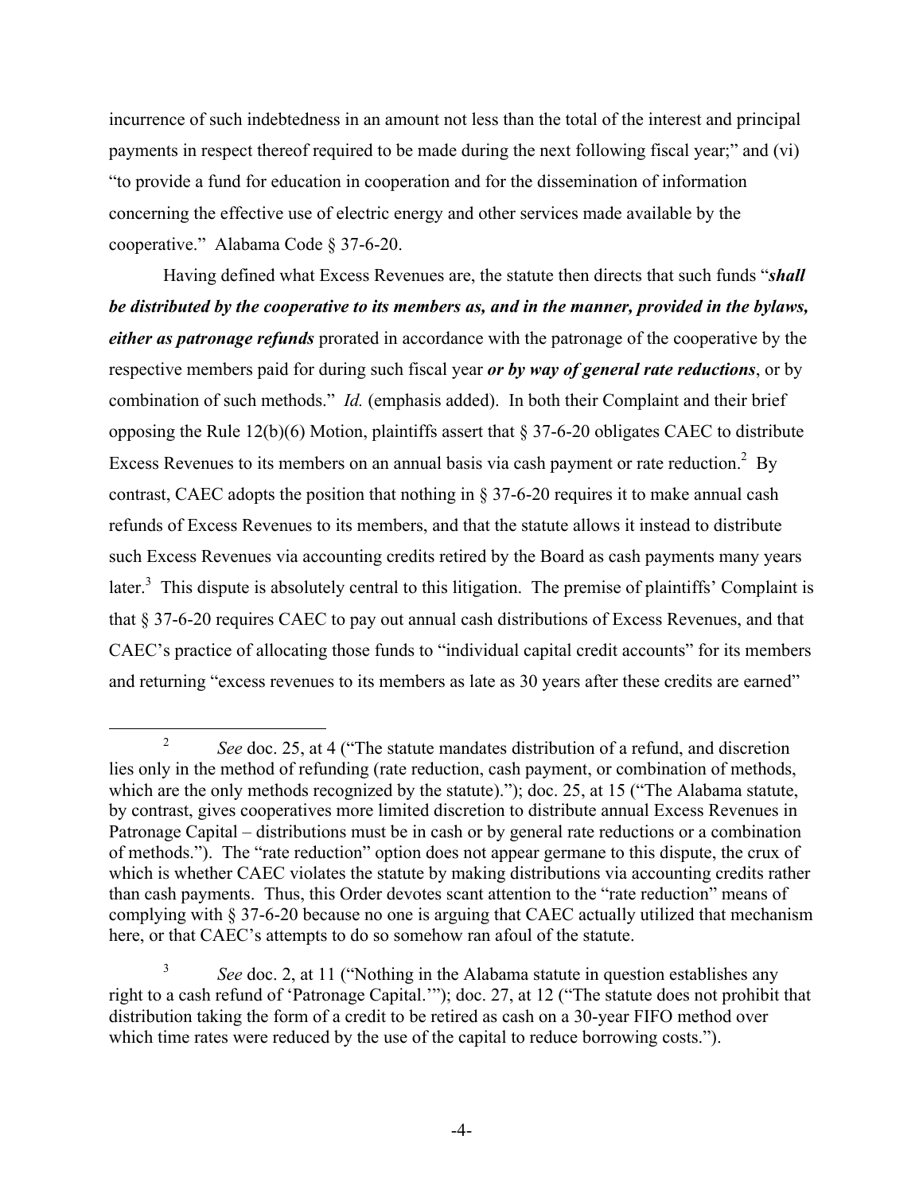incurrence of such indebtedness in an amount not less than the total of the interest and principal payments in respect thereof required to be made during the next following fiscal year;" and (vi) "to provide a fund for education in cooperation and for the dissemination of information concerning the effective use of electric energy and other services made available by the cooperative." Alabama Code § 37-6-20.

Having defined what Excess Revenues are, the statute then directs that such funds "***shall be distributed by the cooperative to its members as, and in the manner, provided in the bylaws, either as patronage refunds*** prorated in accordance with the patronage of the cooperative by the respective members paid for during such fiscal year ***or by way of general rate reductions***, or by combination of such methods." *Id.* (emphasis added). In both their Complaint and their brief opposing the Rule 12(b)(6) Motion, plaintiffs assert that § 37-6-20 obligates CAEC to distribute Excess Revenues to its members on an annual basis via cash payment or rate reduction.[2] By contrast, CAEC adopts the position that nothing in § 37-6-20 requires it to make annual cash refunds of Excess Revenues to its members, and that the statute allows it instead to distribute such Excess Revenues via accounting credits retired by the Board as cash payments many years later.[3] This dispute is absolutely central to this litigation. The premise of plaintiffs' Complaint is that § 37-6-20 requires CAEC to pay out annual cash distributions of Excess Revenues, and that CAEC's practice of allocating those funds to "individual capital credit accounts" for its members and returning "excess revenues to its members as late as 30 years after these credits are earned"

---

[2] *See* doc. 25, at 4 ("The statute mandates distribution of a refund, and discretion lies only in the method of refunding (rate reduction, cash payment, or combination of methods, which are the only methods recognized by the statute)."); doc. 25, at 15 ("The Alabama statute, by contrast, gives cooperatives more limited discretion to distribute annual Excess Revenues in Patronage Capital – distributions must be in cash or by general rate reductions or a combination of methods."). The "rate reduction" option does not appear germane to this dispute, the crux of which is whether CAEC violates the statute by making distributions via accounting credits rather than cash payments. Thus, this Order devotes scant attention to the "rate reduction" means of complying with § 37-6-20 because no one is arguing that CAEC actually utilized that mechanism here, or that CAEC's attempts to do so somehow ran afoul of the statute.

[3] *See* doc. 2, at 11 ("Nothing in the Alabama statute in question establishes any right to a cash refund of 'Patronage Capital.'"); doc. 27, at 12 ("The statute does not prohibit that distribution taking the form of a credit to be retired as cash on a 30-year FIFO method over which time rates were reduced by the use of the capital to reduce borrowing costs.").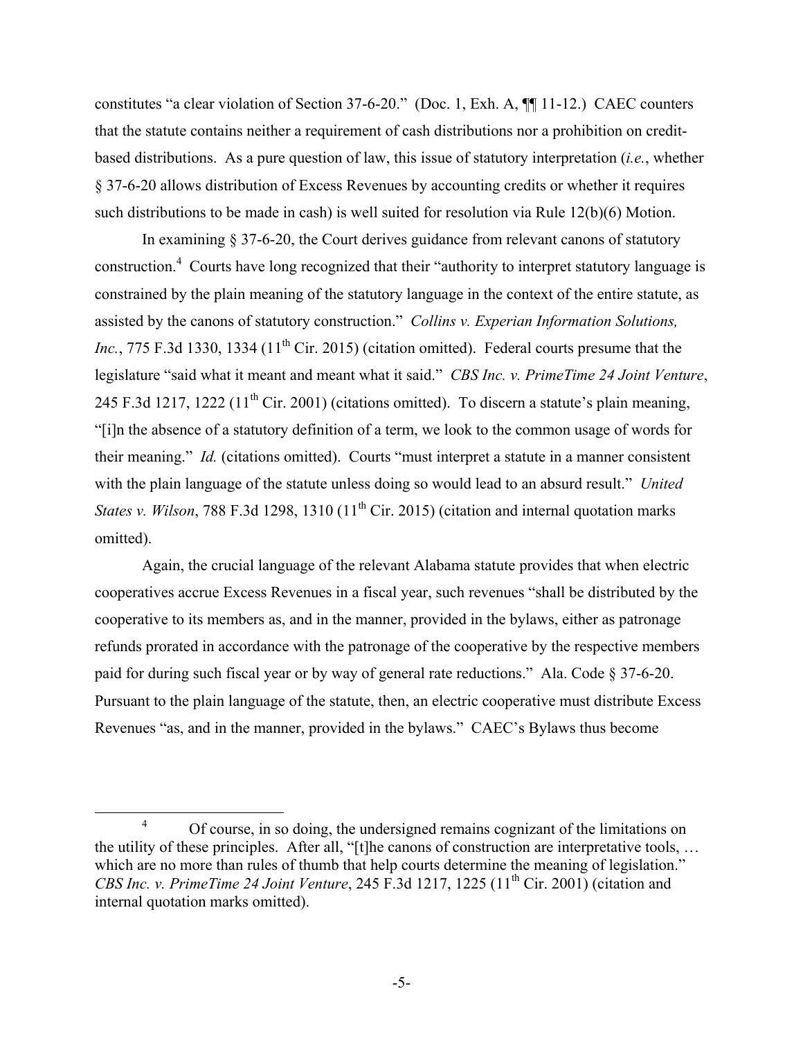constitutes "a clear violation of Section 37-6-20." (Doc. 1, Exh. A, ¶¶ 11-12.) CAEC counters that the statute contains neither a requirement of cash distributions nor a prohibition on credit-based distributions. As a pure question of law, this issue of statutory interpretation (*i.e.*, whether § 37-6-20 allows distribution of Excess Revenues by accounting credits or whether it requires such distributions to be made in cash) is well suited for resolution via Rule 12(b)(6) Motion.

In examining § 37-6-20, the Court derives guidance from relevant canons of statutory construction.[4] Courts have long recognized that their "authority to interpret statutory language is constrained by the plain meaning of the statutory language in the context of the entire statute, as assisted by the canons of statutory construction." *Collins v. Experian Information Solutions, Inc.*, 775 F.3d 1330, 1334 (11th Cir. 2015) (citation omitted). Federal courts presume that the legislature "said what it meant and meant what it said." *CBS Inc. v. PrimeTime 24 Joint Venture*, 245 F.3d 1217, 1222 (11th Cir. 2001) (citations omitted). To discern a statute's plain meaning, "[i]n the absence of a statutory definition of a term, we look to the common usage of words for their meaning." *Id.* (citations omitted). Courts "must interpret a statute in a manner consistent with the plain language of the statute unless doing so would lead to an absurd result." *United States v. Wilson*, 788 F.3d 1298, 1310 (11th Cir. 2015) (citation and internal quotation marks omitted).

Again, the crucial language of the relevant Alabama statute provides that when electric cooperatives accrue Excess Revenues in a fiscal year, such revenues "shall be distributed by the cooperative to its members as, and in the manner, provided in the bylaws, either as patronage refunds prorated in accordance with the patronage of the cooperative by the respective members paid for during such fiscal year or by way of general rate reductions." Ala. Code § 37-6-20. Pursuant to the plain language of the statute, then, an electric cooperative must distribute Excess Revenues "as, and in the manner, provided in the bylaws." CAEC's Bylaws thus become

---

[4] Of course, in so doing, the undersigned remains cognizant of the limitations on the utility of these principles. After all, "[t]he canons of construction are interpretative tools, … which are no more than rules of thumb that help courts determine the meaning of legislation." *CBS Inc. v. PrimeTime 24 Joint Venture*, 245 F.3d 1217, 1225 (11th Cir. 2001) (citation and internal quotation marks omitted).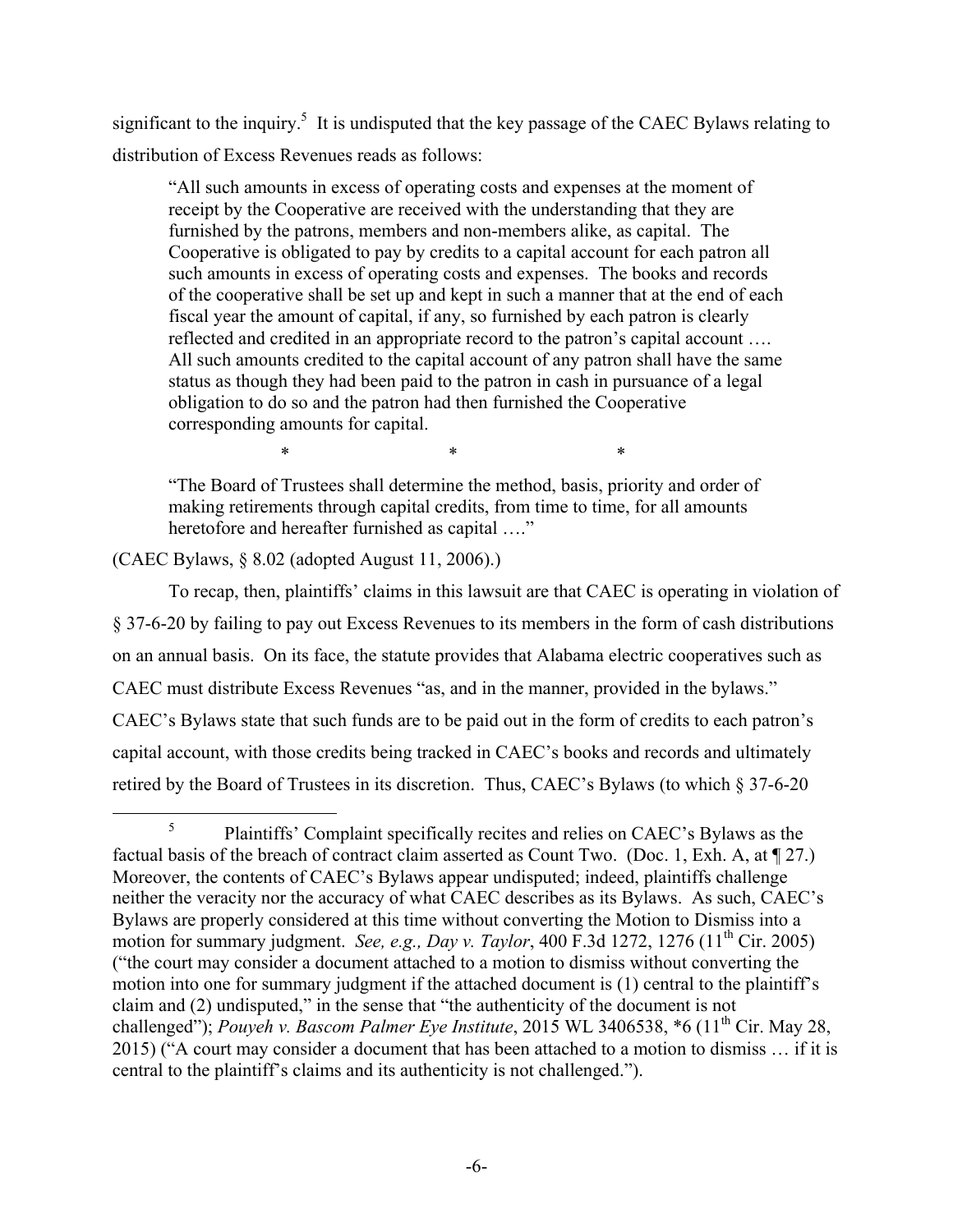significant to the inquiry.[5] It is undisputed that the key passage of the CAEC Bylaws relating to distribution of Excess Revenues reads as follows:

> "All such amounts in excess of operating costs and expenses at the moment of receipt by the Cooperative are received with the understanding that they are furnished by the patrons, members and non-members alike, as capital. The Cooperative is obligated to pay by credits to a capital account for each patron all such amounts in excess of operating costs and expenses. The books and records of the cooperative shall be set up and kept in such a manner that at the end of each fiscal year the amount of capital, if any, so furnished by each patron is clearly reflected and credited in an appropriate record to the patron's capital account …. All such amounts credited to the capital account of any patron shall have the same status as though they had been paid to the patron in cash in pursuance of a legal obligation to do so and the patron had then furnished the Cooperative corresponding amounts for capital.
>
> \* \* \*
>
> "The Board of Trustees shall determine the method, basis, priority and order of making retirements through capital credits, from time to time, for all amounts heretofore and hereafter furnished as capital …."

(CAEC Bylaws, § 8.02 (adopted August 11, 2006).)

To recap, then, plaintiffs' claims in this lawsuit are that CAEC is operating in violation of § 37-6-20 by failing to pay out Excess Revenues to its members in the form of cash distributions on an annual basis. On its face, the statute provides that Alabama electric cooperatives such as CAEC must distribute Excess Revenues "as, and in the manner, provided in the bylaws." CAEC's Bylaws state that such funds are to be paid out in the form of credits to each patron's capital account, with those credits being tracked in CAEC's books and records and ultimately retired by the Board of Trustees in its discretion. Thus, CAEC's Bylaws (to which § 37-6-20

---

[5] Plaintiffs' Complaint specifically recites and relies on CAEC's Bylaws as the factual basis of the breach of contract claim asserted as Count Two. (Doc. 1, Exh. A, at ¶ 27.) Moreover, the contents of CAEC's Bylaws appear undisputed; indeed, plaintiffs challenge neither the veracity nor the accuracy of what CAEC describes as its Bylaws. As such, CAEC's Bylaws are properly considered at this time without converting the Motion to Dismiss into a motion for summary judgment. *See, e.g., Day v. Taylor*, 400 F.3d 1272, 1276 (11th Cir. 2005) ("the court may consider a document attached to a motion to dismiss without converting the motion into one for summary judgment if the attached document is (1) central to the plaintiff's claim and (2) undisputed," in the sense that "the authenticity of the document is not challenged"); *Pouyeh v. Bascom Palmer Eye Institute*, 2015 WL 3406538, *6 (11th Cir. May 28, 2015) ("A court may consider a document that has been attached to a motion to dismiss … if it is central to the plaintiff's claims and its authenticity is not challenged.").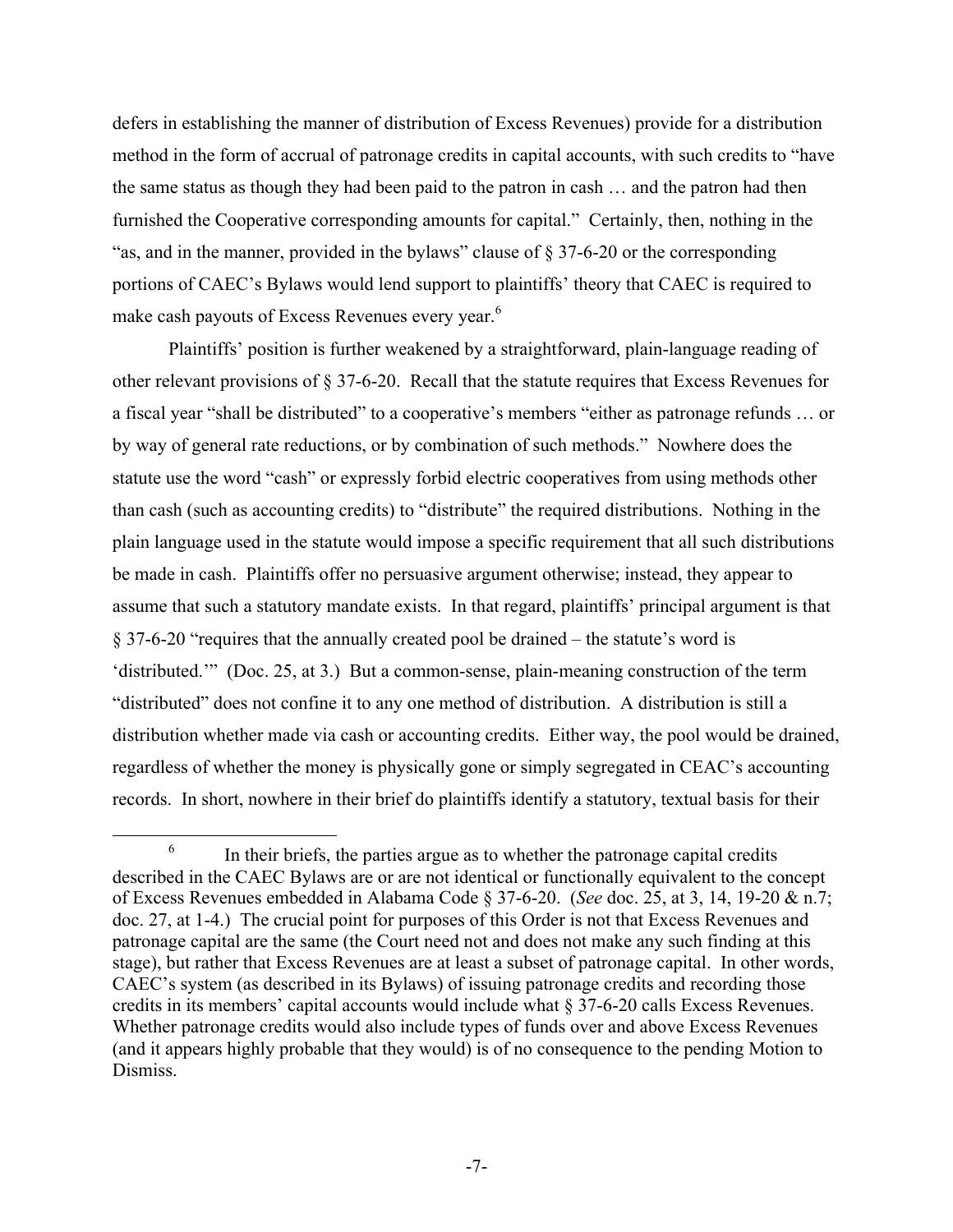defers in establishing the manner of distribution of Excess Revenues) provide for a distribution method in the form of accrual of patronage credits in capital accounts, with such credits to "have the same status as though they had been paid to the patron in cash … and the patron had then furnished the Cooperative corresponding amounts for capital." Certainly, then, nothing in the "as, and in the manner, provided in the bylaws" clause of § 37-6-20 or the corresponding portions of CAEC's Bylaws would lend support to plaintiffs' theory that CAEC is required to make cash payouts of Excess Revenues every year.[6]

Plaintiffs' position is further weakened by a straightforward, plain-language reading of other relevant provisions of § 37-6-20. Recall that the statute requires that Excess Revenues for a fiscal year "shall be distributed" to a cooperative's members "either as patronage refunds … or by way of general rate reductions, or by combination of such methods." Nowhere does the statute use the word "cash" or expressly forbid electric cooperatives from using methods other than cash (such as accounting credits) to "distribute" the required distributions. Nothing in the plain language used in the statute would impose a specific requirement that all such distributions be made in cash. Plaintiffs offer no persuasive argument otherwise; instead, they appear to assume that such a statutory mandate exists. In that regard, plaintiffs' principal argument is that § 37-6-20 "requires that the annually created pool be drained – the statute's word is 'distributed.'" (Doc. 25, at 3.) But a common-sense, plain-meaning construction of the term "distributed" does not confine it to any one method of distribution. A distribution is still a distribution whether made via cash or accounting credits. Either way, the pool would be drained, regardless of whether the money is physically gone or simply segregated in CEAC's accounting records. In short, nowhere in their brief do plaintiffs identify a statutory, textual basis for their

---

[6] In their briefs, the parties argue as to whether the patronage capital credits described in the CAEC Bylaws are or are not identical or functionally equivalent to the concept of Excess Revenues embedded in Alabama Code § 37-6-20. (*See* doc. 25, at 3, 14, 19-20 & n.7; doc. 27, at 1-4.) The crucial point for purposes of this Order is not that Excess Revenues and patronage capital are the same (the Court need not and does not make any such finding at this stage), but rather that Excess Revenues are at least a subset of patronage capital. In other words, CAEC's system (as described in its Bylaws) of issuing patronage credits and recording those credits in its members' capital accounts would include what § 37-6-20 calls Excess Revenues. Whether patronage credits would also include types of funds over and above Excess Revenues (and it appears highly probable that they would) is of no consequence to the pending Motion to Dismiss.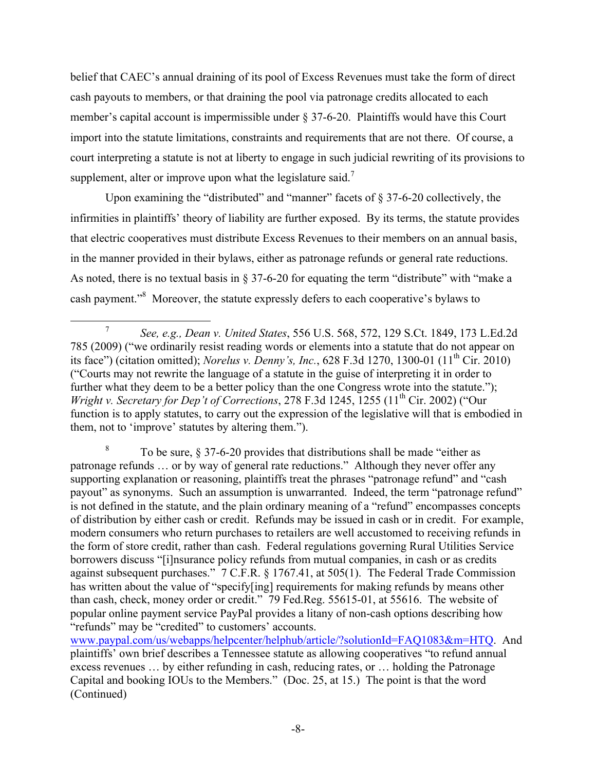belief that CAEC's annual draining of its pool of Excess Revenues must take the form of direct cash payouts to members, or that draining the pool via patronage credits allocated to each member's capital account is impermissible under § 37-6-20. Plaintiffs would have this Court import into the statute limitations, constraints and requirements that are not there. Of course, a court interpreting a statute is not at liberty to engage in such judicial rewriting of its provisions to supplement, alter or improve upon what the legislature said.[7]

Upon examining the "distributed" and "manner" facets of § 37-6-20 collectively, the infirmities in plaintiffs' theory of liability are further exposed. By its terms, the statute provides that electric cooperatives must distribute Excess Revenues to their members on an annual basis, in the manner provided in their bylaws, either as patronage refunds or general rate reductions. As noted, there is no textual basis in § 37-6-20 for equating the term "distribute" with "make a cash payment."[8] Moreover, the statute expressly defers to each cooperative's bylaws to

---

[7] *See, e.g., Dean v. United States*, 556 U.S. 568, 572, 129 S.Ct. 1849, 173 L.Ed.2d 785 (2009) ("we ordinarily resist reading words or elements into a statute that do not appear on its face") (citation omitted); *Norelus v. Denny's, Inc.*, 628 F.3d 1270, 1300-01 (11th Cir. 2010) ("Courts may not rewrite the language of a statute in the guise of interpreting it in order to further what they deem to be a better policy than the one Congress wrote into the statute."); *Wright v. Secretary for Dep't of Corrections*, 278 F.3d 1245, 1255 (11th Cir. 2002) ("Our function is to apply statutes, to carry out the expression of the legislative will that is embodied in them, not to 'improve' statutes by altering them.").

[8] To be sure, § 37-6-20 provides that distributions shall be made "either as patronage refunds … or by way of general rate reductions." Although they never offer any supporting explanation or reasoning, plaintiffs treat the phrases "patronage refund" and "cash payout" as synonyms. Such an assumption is unwarranted. Indeed, the term "patronage refund" is not defined in the statute, and the plain ordinary meaning of a "refund" encompasses concepts of distribution by either cash or credit. Refunds may be issued in cash or in credit. For example, modern consumers who return purchases to retailers are well accustomed to receiving refunds in the form of store credit, rather than cash. Federal regulations governing Rural Utilities Service borrowers discuss "[i]nsurance policy refunds from mutual companies, in cash or as credits against subsequent purchases." 7 C.F.R. § 1767.41, at 505(1). The Federal Trade Commission has written about the value of "specify[ing] requirements for making refunds by means other than cash, check, money order or credit." 79 Fed.Reg. 55615-01, at 55616. The website of popular online payment service PayPal provides a litany of non-cash options describing how "refunds" may be "credited" to customers' accounts. www.paypal.com/us/webapps/helpcenter/helphub/article/?solutionId=FAQ1083&m=HTQ. And plaintiffs' own brief describes a Tennessee statute as allowing cooperatives "to refund annual excess revenues … by either refunding in cash, reducing rates, or … holding the Patronage Capital and booking IOUs to the Members." (Doc. 25, at 15.) The point is that the word (Continued)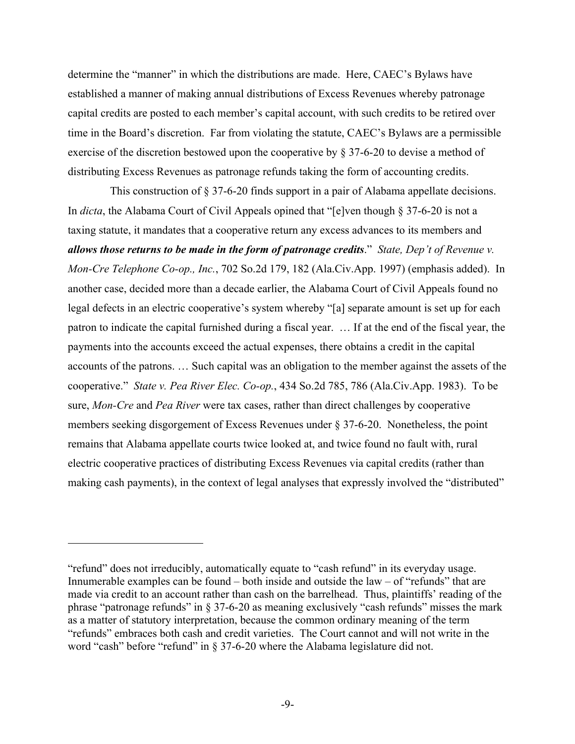determine the "manner" in which the distributions are made. Here, CAEC's Bylaws have established a manner of making annual distributions of Excess Revenues whereby patronage capital credits are posted to each member's capital account, with such credits to be retired over time in the Board's discretion. Far from violating the statute, CAEC's Bylaws are a permissible exercise of the discretion bestowed upon the cooperative by § 37-6-20 to devise a method of distributing Excess Revenues as patronage refunds taking the form of accounting credits.

This construction of § 37-6-20 finds support in a pair of Alabama appellate decisions. In *dicta*, the Alabama Court of Civil Appeals opined that "[e]ven though § 37-6-20 is not a taxing statute, it mandates that a cooperative return any excess advances to its members and ***allows those returns to be made in the form of patronage credits***." *State, Dep't of Revenue v. Mon-Cre Telephone Co-op., Inc.*, 702 So.2d 179, 182 (Ala.Civ.App. 1997) (emphasis added). In another case, decided more than a decade earlier, the Alabama Court of Civil Appeals found no legal defects in an electric cooperative's system whereby "[a] separate amount is set up for each patron to indicate the capital furnished during a fiscal year. … If at the end of the fiscal year, the payments into the accounts exceed the actual expenses, there obtains a credit in the capital accounts of the patrons. … Such capital was an obligation to the member against the assets of the cooperative." *State v. Pea River Elec. Co-op.*, 434 So.2d 785, 786 (Ala.Civ.App. 1983). To be sure, *Mon-Cre* and *Pea River* were tax cases, rather than direct challenges by cooperative members seeking disgorgement of Excess Revenues under § 37-6-20. Nonetheless, the point remains that Alabama appellate courts twice looked at, and twice found no fault with, rural electric cooperative practices of distributing Excess Revenues via capital credits (rather than making cash payments), in the context of legal analyses that expressly involved the "distributed"

---

"refund" does not irreducibly, automatically equate to "cash refund" in its everyday usage. Innumerable examples can be found – both inside and outside the law – of "refunds" that are made via credit to an account rather than cash on the barrelhead. Thus, plaintiffs' reading of the phrase "patronage refunds" in § 37-6-20 as meaning exclusively "cash refunds" misses the mark as a matter of statutory interpretation, because the common ordinary meaning of the term "refunds" embraces both cash and credit varieties. The Court cannot and will not write in the word "cash" before "refund" in § 37-6-20 where the Alabama legislature did not.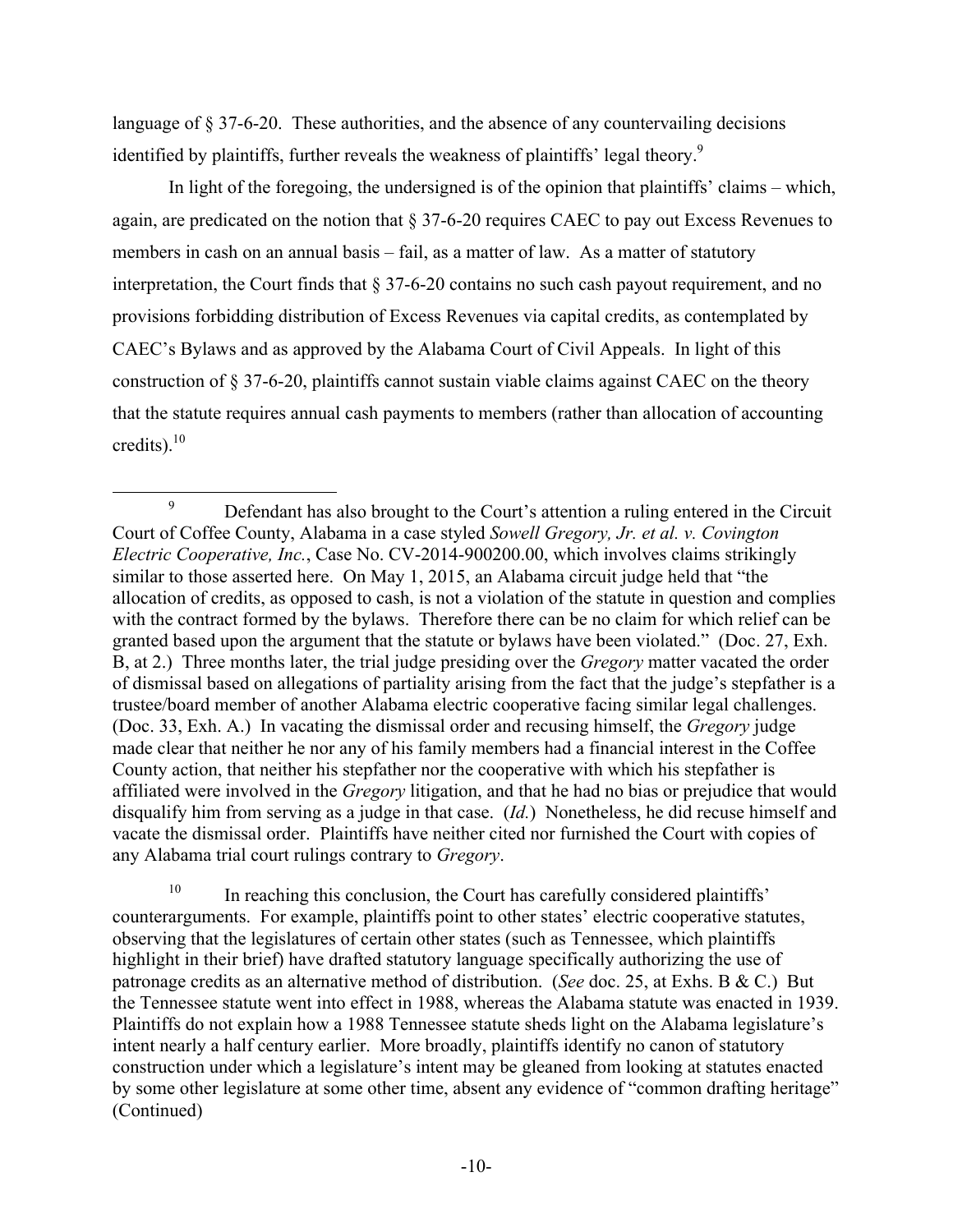language of § 37-6-20. These authorities, and the absence of any countervailing decisions identified by plaintiffs, further reveals the weakness of plaintiffs' legal theory.[9]

In light of the foregoing, the undersigned is of the opinion that plaintiffs' claims – which, again, are predicated on the notion that § 37-6-20 requires CAEC to pay out Excess Revenues to members in cash on an annual basis – fail, as a matter of law. As a matter of statutory interpretation, the Court finds that § 37-6-20 contains no such cash payout requirement, and no provisions forbidding distribution of Excess Revenues via capital credits, as contemplated by CAEC's Bylaws and as approved by the Alabama Court of Civil Appeals. In light of this construction of § 37-6-20, plaintiffs cannot sustain viable claims against CAEC on the theory that the statute requires annual cash payments to members (rather than allocation of accounting credits).[10]

---

[9] Defendant has also brought to the Court's attention a ruling entered in the Circuit Court of Coffee County, Alabama in a case styled *Sowell Gregory, Jr. et al. v. Covington Electric Cooperative, Inc.*, Case No. CV-2014-900200.00, which involves claims strikingly similar to those asserted here. On May 1, 2015, an Alabama circuit judge held that "the allocation of credits, as opposed to cash, is not a violation of the statute in question and complies with the contract formed by the bylaws. Therefore there can be no claim for which relief can be granted based upon the argument that the statute or bylaws have been violated." (Doc. 27, Exh. B, at 2.) Three months later, the trial judge presiding over the *Gregory* matter vacated the order of dismissal based on allegations of partiality arising from the fact that the judge's stepfather is a trustee/board member of another Alabama electric cooperative facing similar legal challenges. (Doc. 33, Exh. A.) In vacating the dismissal order and recusing himself, the *Gregory* judge made clear that neither he nor any of his family members had a financial interest in the Coffee County action, that neither his stepfather nor the cooperative with which his stepfather is affiliated were involved in the *Gregory* litigation, and that he had no bias or prejudice that would disqualify him from serving as a judge in that case. (*Id.*) Nonetheless, he did recuse himself and vacate the dismissal order. Plaintiffs have neither cited nor furnished the Court with copies of any Alabama trial court rulings contrary to *Gregory*.

[10] In reaching this conclusion, the Court has carefully considered plaintiffs' counterarguments. For example, plaintiffs point to other states' electric cooperative statutes, observing that the legislatures of certain other states (such as Tennessee, which plaintiffs highlight in their brief) have drafted statutory language specifically authorizing the use of patronage credits as an alternative method of distribution. (*See* doc. 25, at Exhs. B & C.) But the Tennessee statute went into effect in 1988, whereas the Alabama statute was enacted in 1939. Plaintiffs do not explain how a 1988 Tennessee statute sheds light on the Alabama legislature's intent nearly a half century earlier. More broadly, plaintiffs identify no canon of statutory construction under which a legislature's intent may be gleaned from looking at statutes enacted by some other legislature at some other time, absent any evidence of "common drafting heritage" (Continued)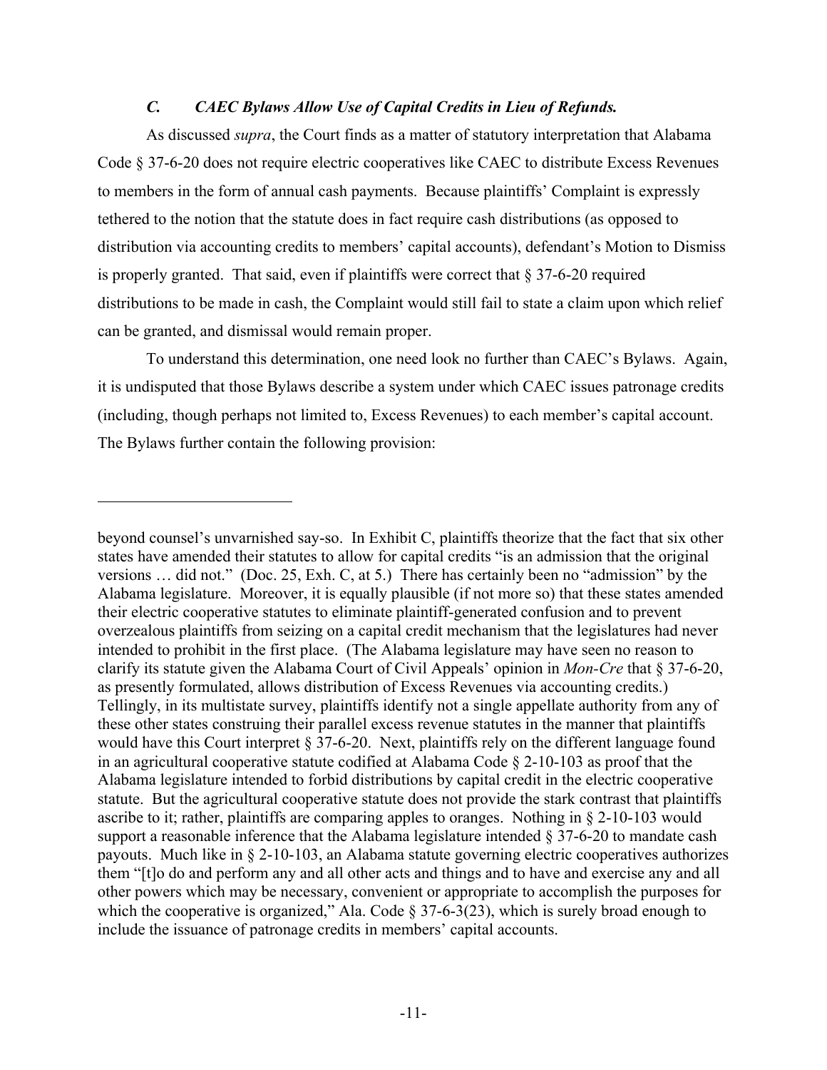### *C. CAEC Bylaws Allow Use of Capital Credits in Lieu of Refunds.*

As discussed *supra*, the Court finds as a matter of statutory interpretation that Alabama Code § 37-6-20 does not require electric cooperatives like CAEC to distribute Excess Revenues to members in the form of annual cash payments. Because plaintiffs' Complaint is expressly tethered to the notion that the statute does in fact require cash distributions (as opposed to distribution via accounting credits to members' capital accounts), defendant's Motion to Dismiss is properly granted. That said, even if plaintiffs were correct that § 37-6-20 required distributions to be made in cash, the Complaint would still fail to state a claim upon which relief can be granted, and dismissal would remain proper.

To understand this determination, one need look no further than CAEC's Bylaws. Again, it is undisputed that those Bylaws describe a system under which CAEC issues patronage credits (including, though perhaps not limited to, Excess Revenues) to each member's capital account. The Bylaws further contain the following provision:

---

beyond counsel's unvarnished say-so. In Exhibit C, plaintiffs theorize that the fact that six other states have amended their statutes to allow for capital credits "is an admission that the original versions … did not." (Doc. 25, Exh. C, at 5.) There has certainly been no "admission" by the Alabama legislature. Moreover, it is equally plausible (if not more so) that these states amended their electric cooperative statutes to eliminate plaintiff-generated confusion and to prevent overzealous plaintiffs from seizing on a capital credit mechanism that the legislatures had never intended to prohibit in the first place. (The Alabama legislature may have seen no reason to clarify its statute given the Alabama Court of Civil Appeals' opinion in *Mon-Cre* that § 37-6-20, as presently formulated, allows distribution of Excess Revenues via accounting credits.) Tellingly, in its multistate survey, plaintiffs identify not a single appellate authority from any of these other states construing their parallel excess revenue statutes in the manner that plaintiffs would have this Court interpret § 37-6-20. Next, plaintiffs rely on the different language found in an agricultural cooperative statute codified at Alabama Code § 2-10-103 as proof that the Alabama legislature intended to forbid distributions by capital credit in the electric cooperative statute. But the agricultural cooperative statute does not provide the stark contrast that plaintiffs ascribe to it; rather, plaintiffs are comparing apples to oranges. Nothing in § 2-10-103 would support a reasonable inference that the Alabama legislature intended § 37-6-20 to mandate cash payouts. Much like in § 2-10-103, an Alabama statute governing electric cooperatives authorizes them "[t]o do and perform any and all other acts and things and to have and exercise any and all other powers which may be necessary, convenient or appropriate to accomplish the purposes for which the cooperative is organized," Ala. Code § 37-6-3(23), which is surely broad enough to include the issuance of patronage credits in members' capital accounts.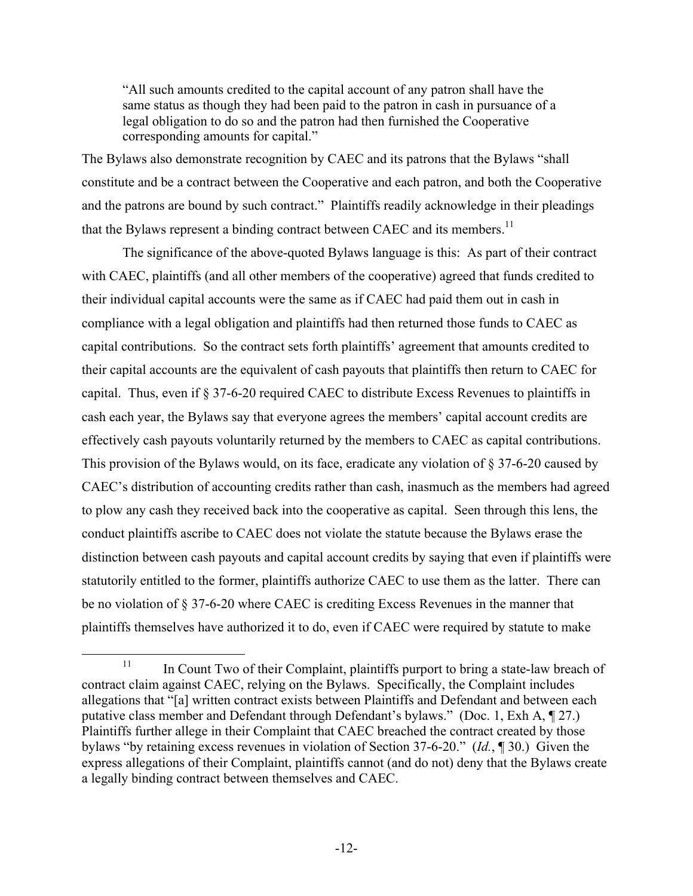> "All such amounts credited to the capital account of any patron shall have the same status as though they had been paid to the patron in cash in pursuance of a legal obligation to do so and the patron had then furnished the Cooperative corresponding amounts for capital."

The Bylaws also demonstrate recognition by CAEC and its patrons that the Bylaws "shall constitute and be a contract between the Cooperative and each patron, and both the Cooperative and the patrons are bound by such contract." Plaintiffs readily acknowledge in their pleadings that the Bylaws represent a binding contract between CAEC and its members.[11]

The significance of the above-quoted Bylaws language is this: As part of their contract with CAEC, plaintiffs (and all other members of the cooperative) agreed that funds credited to their individual capital accounts were the same as if CAEC had paid them out in cash in compliance with a legal obligation and plaintiffs had then returned those funds to CAEC as capital contributions. So the contract sets forth plaintiffs' agreement that amounts credited to their capital accounts are the equivalent of cash payouts that plaintiffs then return to CAEC for capital. Thus, even if § 37-6-20 required CAEC to distribute Excess Revenues to plaintiffs in cash each year, the Bylaws say that everyone agrees the members' capital account credits are effectively cash payouts voluntarily returned by the members to CAEC as capital contributions. This provision of the Bylaws would, on its face, eradicate any violation of § 37-6-20 caused by CAEC's distribution of accounting credits rather than cash, inasmuch as the members had agreed to plow any cash they received back into the cooperative as capital. Seen through this lens, the conduct plaintiffs ascribe to CAEC does not violate the statute because the Bylaws erase the distinction between cash payouts and capital account credits by saying that even if plaintiffs were statutorily entitled to the former, plaintiffs authorize CAEC to use them as the latter. There can be no violation of § 37-6-20 where CAEC is crediting Excess Revenues in the manner that plaintiffs themselves have authorized it to do, even if CAEC were required by statute to make

---

[11] In Count Two of their Complaint, plaintiffs purport to bring a state-law breach of contract claim against CAEC, relying on the Bylaws. Specifically, the Complaint includes allegations that "[a] written contract exists between Plaintiffs and Defendant and between each putative class member and Defendant through Defendant's bylaws." (Doc. 1, Exh A, ¶ 27.) Plaintiffs further allege in their Complaint that CAEC breached the contract created by those bylaws "by retaining excess revenues in violation of Section 37-6-20." (*Id.*, ¶ 30.) Given the express allegations of their Complaint, plaintiffs cannot (and do not) deny that the Bylaws create a legally binding contract between themselves and CAEC.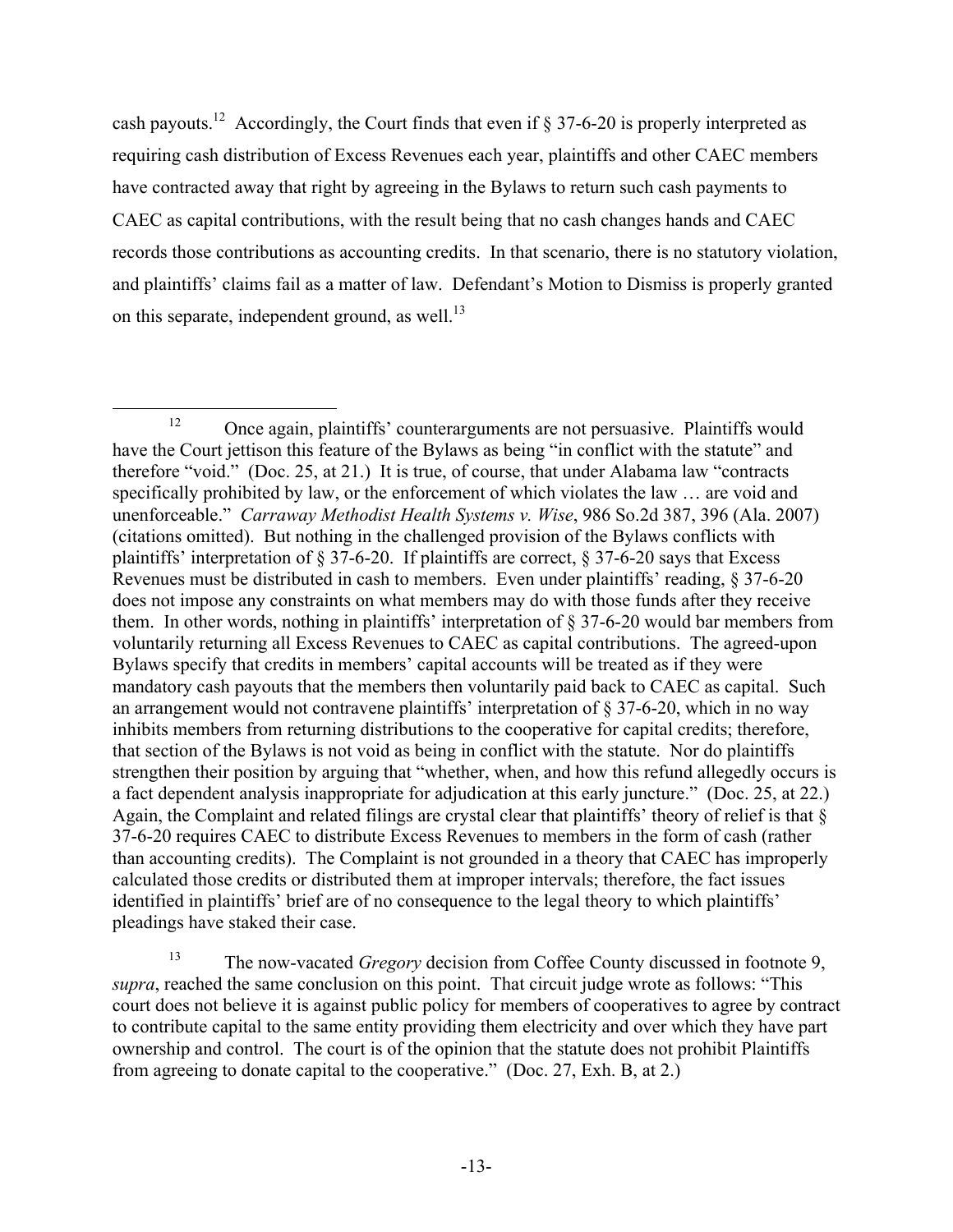cash payouts.[12] Accordingly, the Court finds that even if § 37-6-20 is properly interpreted as requiring cash distribution of Excess Revenues each year, plaintiffs and other CAEC members have contracted away that right by agreeing in the Bylaws to return such cash payments to CAEC as capital contributions, with the result being that no cash changes hands and CAEC records those contributions as accounting credits. In that scenario, there is no statutory violation, and plaintiffs' claims fail as a matter of law. Defendant's Motion to Dismiss is properly granted on this separate, independent ground, as well.[13]

---

[12] Once again, plaintiffs' counterarguments are not persuasive. Plaintiffs would have the Court jettison this feature of the Bylaws as being "in conflict with the statute" and therefore "void." (Doc. 25, at 21.) It is true, of course, that under Alabama law "contracts specifically prohibited by law, or the enforcement of which violates the law … are void and unenforceable." *Carraway Methodist Health Systems v. Wise*, 986 So.2d 387, 396 (Ala. 2007) (citations omitted). But nothing in the challenged provision of the Bylaws conflicts with plaintiffs' interpretation of § 37-6-20. If plaintiffs are correct, § 37-6-20 says that Excess Revenues must be distributed in cash to members. Even under plaintiffs' reading, § 37-6-20 does not impose any constraints on what members may do with those funds after they receive them. In other words, nothing in plaintiffs' interpretation of § 37-6-20 would bar members from voluntarily returning all Excess Revenues to CAEC as capital contributions. The agreed-upon Bylaws specify that credits in members' capital accounts will be treated as if they were mandatory cash payouts that the members then voluntarily paid back to CAEC as capital. Such an arrangement would not contravene plaintiffs' interpretation of § 37-6-20, which in no way inhibits members from returning distributions to the cooperative for capital credits; therefore, that section of the Bylaws is not void as being in conflict with the statute. Nor do plaintiffs strengthen their position by arguing that "whether, when, and how this refund allegedly occurs is a fact dependent analysis inappropriate for adjudication at this early juncture." (Doc. 25, at 22.) Again, the Complaint and related filings are crystal clear that plaintiffs' theory of relief is that § 37-6-20 requires CAEC to distribute Excess Revenues to members in the form of cash (rather than accounting credits). The Complaint is not grounded in a theory that CAEC has improperly calculated those credits or distributed them at improper intervals; therefore, the fact issues identified in plaintiffs' brief are of no consequence to the legal theory to which plaintiffs' pleadings have staked their case.

[13] The now-vacated *Gregory* decision from Coffee County discussed in footnote 9, *supra*, reached the same conclusion on this point. That circuit judge wrote as follows: "This court does not believe it is against public policy for members of cooperatives to agree by contract to contribute capital to the same entity providing them electricity and over which they have part ownership and control. The court is of the opinion that the statute does not prohibit Plaintiffs from agreeing to donate capital to the cooperative." (Doc. 27, Exh. B, at 2.)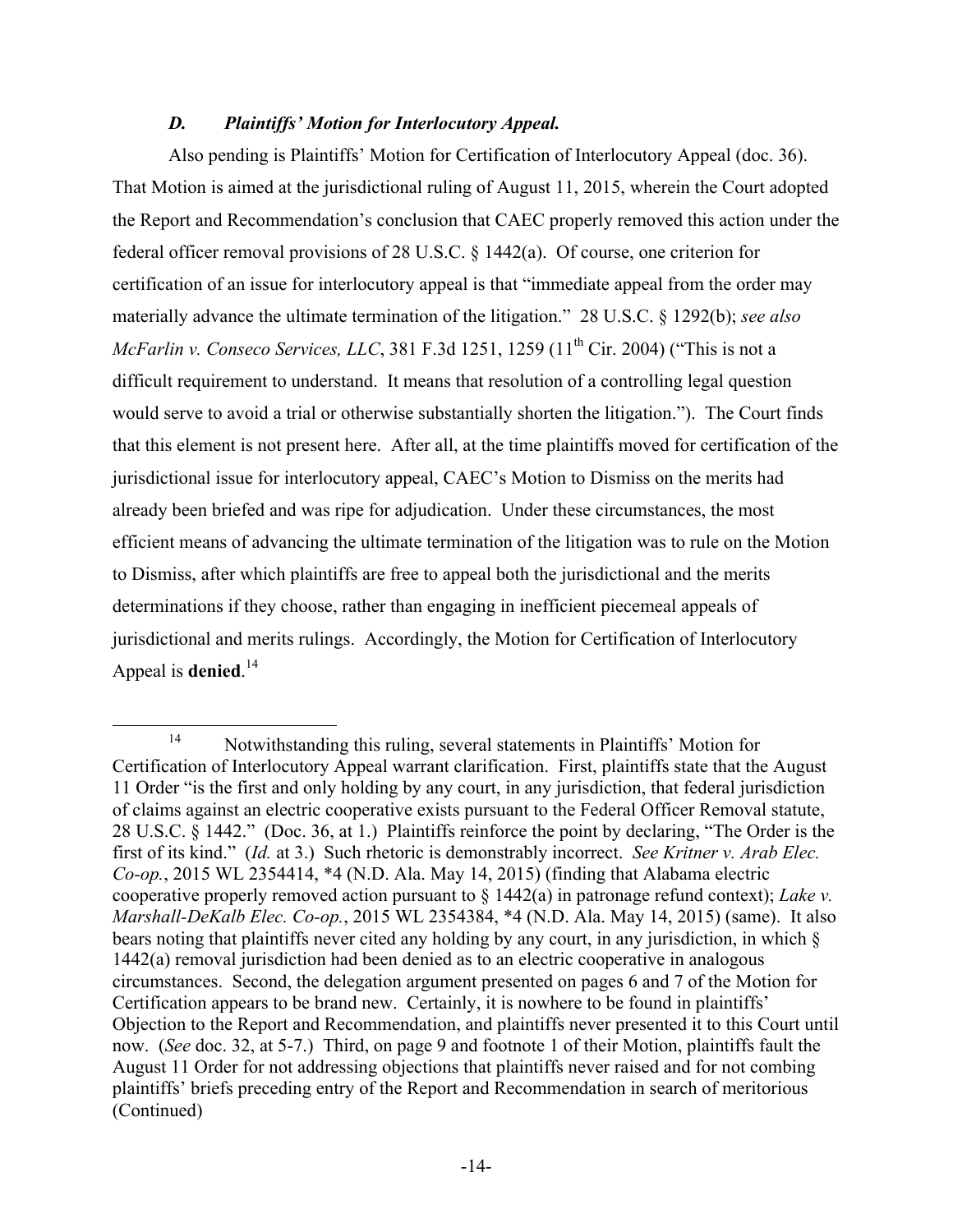### *D. Plaintiffs' Motion for Interlocutory Appeal.*

Also pending is Plaintiffs' Motion for Certification of Interlocutory Appeal (doc. 36). That Motion is aimed at the jurisdictional ruling of August 11, 2015, wherein the Court adopted the Report and Recommendation's conclusion that CAEC properly removed this action under the federal officer removal provisions of 28 U.S.C. § 1442(a). Of course, one criterion for certification of an issue for interlocutory appeal is that "immediate appeal from the order may materially advance the ultimate termination of the litigation." 28 U.S.C. § 1292(b); *see also McFarlin v. Conseco Services, LLC*, 381 F.3d 1251, 1259 (11th Cir. 2004) ("This is not a difficult requirement to understand. It means that resolution of a controlling legal question would serve to avoid a trial or otherwise substantially shorten the litigation."). The Court finds that this element is not present here. After all, at the time plaintiffs moved for certification of the jurisdictional issue for interlocutory appeal, CAEC's Motion to Dismiss on the merits had already been briefed and was ripe for adjudication. Under these circumstances, the most efficient means of advancing the ultimate termination of the litigation was to rule on the Motion to Dismiss, after which plaintiffs are free to appeal both the jurisdictional and the merits determinations if they choose, rather than engaging in inefficient piecemeal appeals of jurisdictional and merits rulings. Accordingly, the Motion for Certification of Interlocutory Appeal is **denied**.[14]

---

[14] Notwithstanding this ruling, several statements in Plaintiffs' Motion for Certification of Interlocutory Appeal warrant clarification. First, plaintiffs state that the August 11 Order "is the first and only holding by any court, in any jurisdiction, that federal jurisdiction of claims against an electric cooperative exists pursuant to the Federal Officer Removal statute, 28 U.S.C. § 1442." (Doc. 36, at 1.) Plaintiffs reinforce the point by declaring, "The Order is the first of its kind." (*Id.* at 3.) Such rhetoric is demonstrably incorrect. *See Kritner v. Arab Elec. Co-op.*, 2015 WL 2354414, *4 (N.D. Ala. May 14, 2015) (finding that Alabama electric cooperative properly removed action pursuant to § 1442(a) in patronage refund context); *Lake v. Marshall-DeKalb Elec. Co-op.*, 2015 WL 2354384, *4 (N.D. Ala. May 14, 2015) (same). It also bears noting that plaintiffs never cited any holding by any court, in any jurisdiction, in which § 1442(a) removal jurisdiction had been denied as to an electric cooperative in analogous circumstances. Second, the delegation argument presented on pages 6 and 7 of the Motion for Certification appears to be brand new. Certainly, it is nowhere to be found in plaintiffs' Objection to the Report and Recommendation, and plaintiffs never presented it to this Court until now. (*See* doc. 32, at 5-7.) Third, on page 9 and footnote 1 of their Motion, plaintiffs fault the August 11 Order for not addressing objections that plaintiffs never raised and for not combing plaintiffs' briefs preceding entry of the Report and Recommendation in search of meritorious (Continued)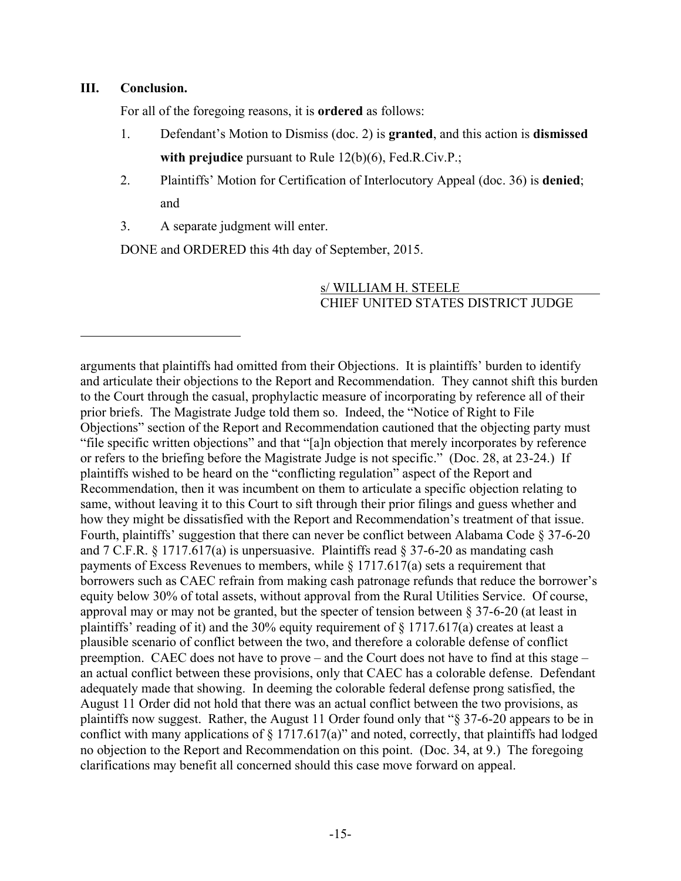## III. Conclusion.

For all of the foregoing reasons, it is **ordered** as follows:

1. Defendant's Motion to Dismiss (doc. 2) is **granted**, and this action is **dismissed with prejudice** pursuant to Rule 12(b)(6), Fed.R.Civ.P.;
2. Plaintiffs' Motion for Certification of Interlocutory Appeal (doc. 36) is **denied**; and
3. A separate judgment will enter.

DONE and ORDERED this 4th day of September, 2015.

s/ WILLIAM H. STEELE
CHIEF UNITED STATES DISTRICT JUDGE

---

arguments that plaintiffs had omitted from their Objections. It is plaintiffs' burden to identify and articulate their objections to the Report and Recommendation. They cannot shift this burden to the Court through the casual, prophylactic measure of incorporating by reference all of their prior briefs. The Magistrate Judge told them so. Indeed, the "Notice of Right to File Objections" section of the Report and Recommendation cautioned that the objecting party must "file specific written objections" and that "[a]n objection that merely incorporates by reference or refers to the briefing before the Magistrate Judge is not specific." (Doc. 28, at 23-24.) If plaintiffs wished to be heard on the "conflicting regulation" aspect of the Report and Recommendation, then it was incumbent on them to articulate a specific objection relating to same, without leaving it to this Court to sift through their prior filings and guess whether and how they might be dissatisfied with the Report and Recommendation's treatment of that issue. Fourth, plaintiffs' suggestion that there can never be conflict between Alabama Code § 37-6-20 and 7 C.F.R. § 1717.617(a) is unpersuasive. Plaintiffs read § 37-6-20 as mandating cash payments of Excess Revenues to members, while § 1717.617(a) sets a requirement that borrowers such as CAEC refrain from making cash patronage refunds that reduce the borrower's equity below 30% of total assets, without approval from the Rural Utilities Service. Of course, approval may or may not be granted, but the specter of tension between § 37-6-20 (at least in plaintiffs' reading of it) and the 30% equity requirement of § 1717.617(a) creates at least a plausible scenario of conflict between the two, and therefore a colorable defense of conflict preemption. CAEC does not have to prove – and the Court does not have to find at this stage – an actual conflict between these provisions, only that CAEC has a colorable defense. Defendant adequately made that showing. In deeming the colorable federal defense prong satisfied, the August 11 Order did not hold that there was an actual conflict between the two provisions, as plaintiffs now suggest. Rather, the August 11 Order found only that "§ 37-6-20 appears to be in conflict with many applications of § 1717.617(a)" and noted, correctly, that plaintiffs had lodged no objection to the Report and Recommendation on this point. (Doc. 34, at 9.) The foregoing clarifications may benefit all concerned should this case move forward on appeal.